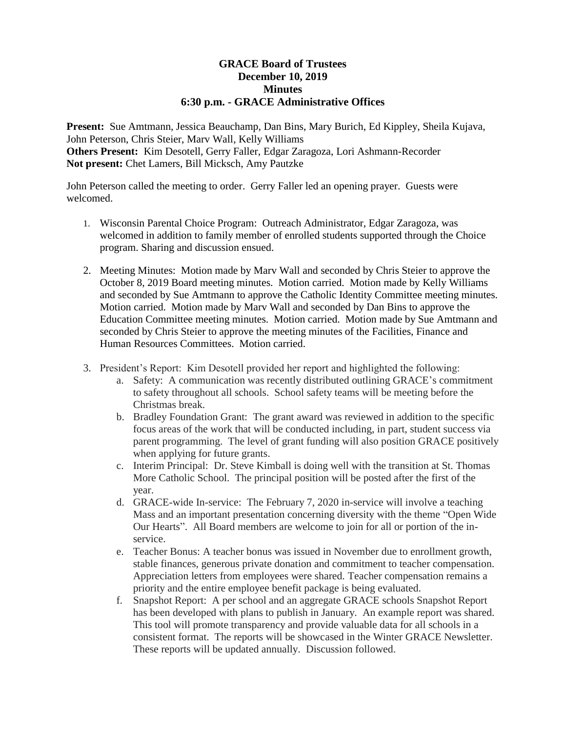# GRACE Board of Trustees
## December 10, 2019
## Minutes
## 6:30 p.m. - GRACE Administrative Offices

**Present:** Sue Amtmann, Jessica Beauchamp, Dan Bins, Mary Burich, Ed Kippley, Sheila Kujava, John Peterson, Chris Steier, Marv Wall, Kelly Williams
**Others Present:** Kim Desotell, Gerry Faller, Edgar Zaragoza, Lori Ashmann-Recorder
**Not present:** Chet Lamers, Bill Micksch, Amy Pautzke

John Peterson called the meeting to order. Gerry Faller led an opening prayer. Guests were welcomed.

1. Wisconsin Parental Choice Program: Outreach Administrator, Edgar Zaragoza, was welcomed in addition to family member of enrolled students supported through the Choice program. Sharing and discussion ensued.

2. Meeting Minutes: Motion made by Marv Wall and seconded by Chris Steier to approve the October 8, 2019 Board meeting minutes. Motion carried. Motion made by Kelly Williams and seconded by Sue Amtmann to approve the Catholic Identity Committee meeting minutes. Motion carried. Motion made by Marv Wall and seconded by Dan Bins to approve the Education Committee meeting minutes. Motion carried. Motion made by Sue Amtmann and seconded by Chris Steier to approve the meeting minutes of the Facilities, Finance and Human Resources Committees. Motion carried.

3. President's Report: Kim Desotell provided her report and highlighted the following:
   a. Safety: A communication was recently distributed outlining GRACE's commitment to safety throughout all schools. School safety teams will be meeting before the Christmas break.
   b. Bradley Foundation Grant: The grant award was reviewed in addition to the specific focus areas of the work that will be conducted including, in part, student success via parent programming. The level of grant funding will also position GRACE positively when applying for future grants.
   c. Interim Principal: Dr. Steve Kimball is doing well with the transition at St. Thomas More Catholic School. The principal position will be posted after the first of the year.
   d. GRACE-wide In-service: The February 7, 2020 in-service will involve a teaching Mass and an important presentation concerning diversity with the theme "Open Wide Our Hearts". All Board members are welcome to join for all or portion of the in-service.
   e. Teacher Bonus: A teacher bonus was issued in November due to enrollment growth, stable finances, generous private donation and commitment to teacher compensation. Appreciation letters from employees were shared. Teacher compensation remains a priority and the entire employee benefit package is being evaluated.
   f. Snapshot Report: A per school and an aggregate GRACE schools Snapshot Report has been developed with plans to publish in January. An example report was shared. This tool will promote transparency and provide valuable data for all schools in a consistent format. The reports will be showcased in the Winter GRACE Newsletter. These reports will be updated annually. Discussion followed.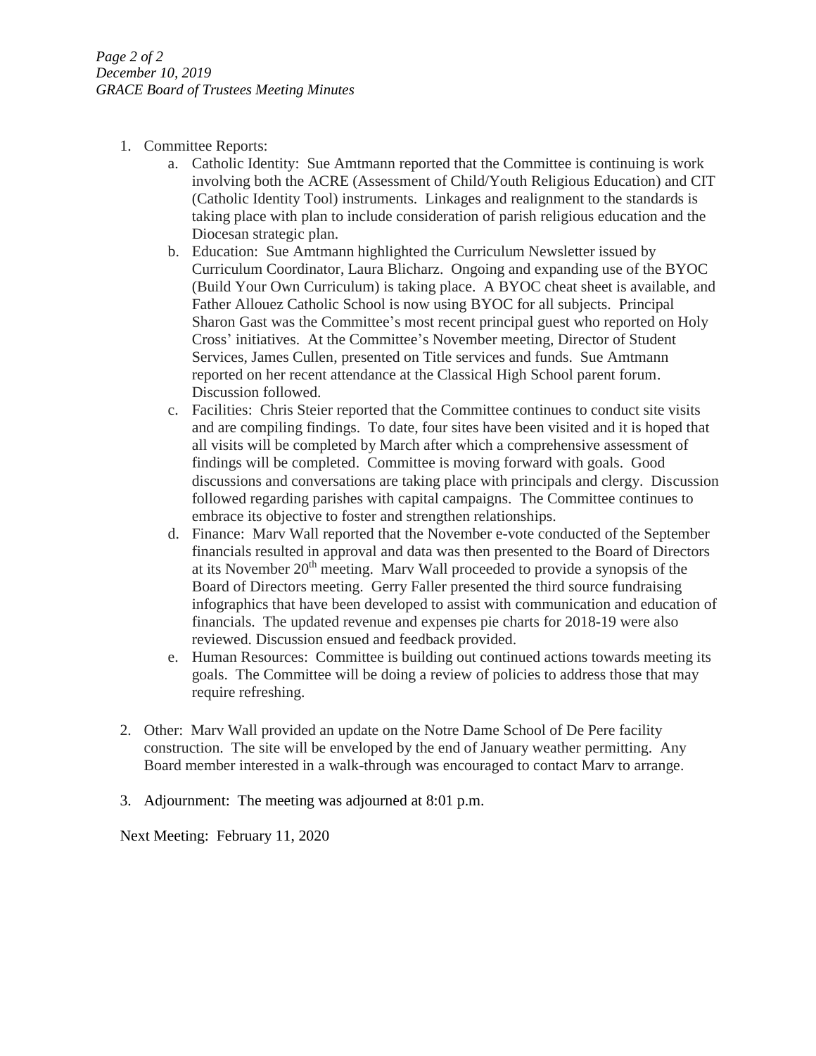1. Committee Reports:
    a. Catholic Identity: Sue Amtmann reported that the Committee is continuing is work involving both the ACRE (Assessment of Child/Youth Religious Education) and CIT (Catholic Identity Tool) instruments. Linkages and realignment to the standards is taking place with plan to include consideration of parish religious education and the Diocesan strategic plan.
    b. Education: Sue Amtmann highlighted the Curriculum Newsletter issued by Curriculum Coordinator, Laura Blicharz. Ongoing and expanding use of the BYOC (Build Your Own Curriculum) is taking place. A BYOC cheat sheet is available, and Father Allouez Catholic School is now using BYOC for all subjects. Principal Sharon Gast was the Committee's most recent principal guest who reported on Holy Cross' initiatives. At the Committee's November meeting, Director of Student Services, James Cullen, presented on Title services and funds. Sue Amtmann reported on her recent attendance at the Classical High School parent forum. Discussion followed.
    c. Facilities: Chris Steier reported that the Committee continues to conduct site visits and are compiling findings. To date, four sites have been visited and it is hoped that all visits will be completed by March after which a comprehensive assessment of findings will be completed. Committee is moving forward with goals. Good discussions and conversations are taking place with principals and clergy. Discussion followed regarding parishes with capital campaigns. The Committee continues to embrace its objective to foster and strengthen relationships.
    d. Finance: Marv Wall reported that the November e-vote conducted of the September financials resulted in approval and data was then presented to the Board of Directors at its November 20th meeting. Marv Wall proceeded to provide a synopsis of the Board of Directors meeting. Gerry Faller presented the third source fundraising infographics that have been developed to assist with communication and education of financials. The updated revenue and expenses pie charts for 2018-19 were also reviewed. Discussion ensued and feedback provided.
    e. Human Resources: Committee is building out continued actions towards meeting its goals. The Committee will be doing a review of policies to address those that may require refreshing.

2. Other: Marv Wall provided an update on the Notre Dame School of De Pere facility construction. The site will be enveloped by the end of January weather permitting. Any Board member interested in a walk-through was encouraged to contact Marv to arrange.

3. Adjournment: The meeting was adjourned at 8:01 p.m.

Next Meeting: February 11, 2020